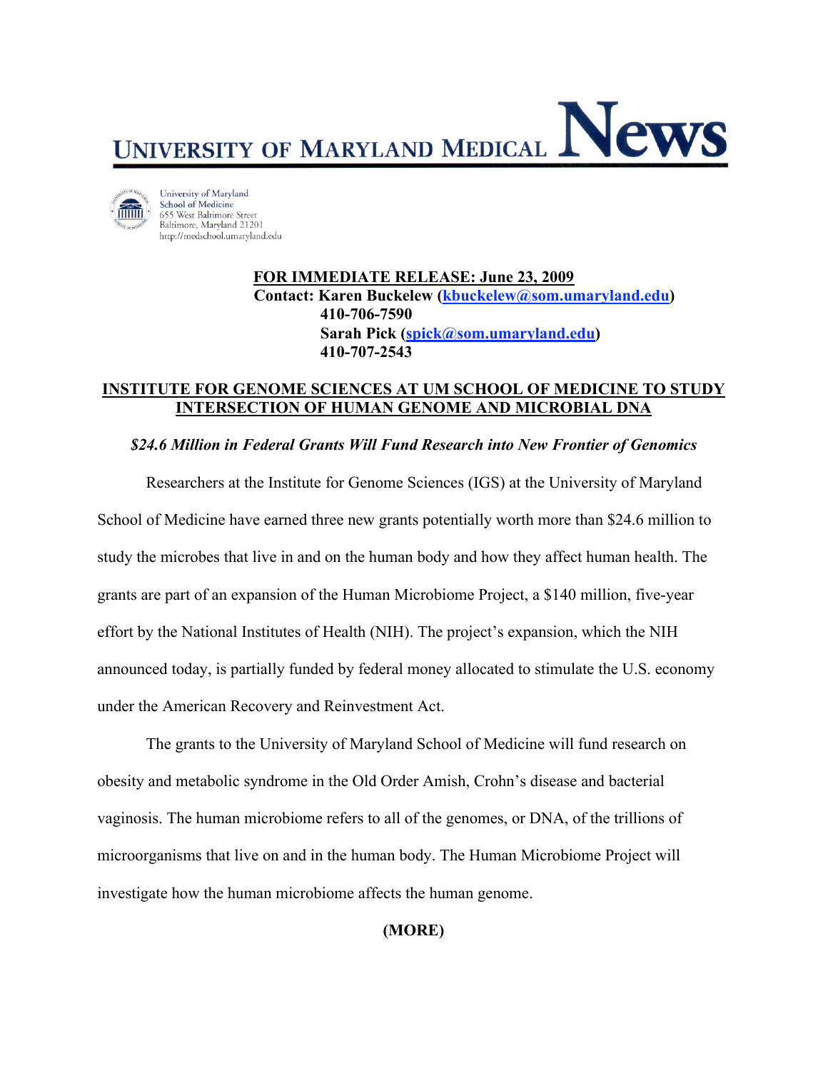# UNIVERSITY OF MARYLAND MEDICAL News

University of Maryland
School of Medicine
655 West Baltimore Street
Baltimore, Maryland 21201
http://medschool.umaryland.edu

**FOR IMMEDIATE RELEASE: June 23, 2009**
**Contact: Karen Buckelew (kbuckelew@som.umaryland.edu)**
**410-706-7590**
**Sarah Pick (spick@som.umaryland.edu)**
**410-707-2543**

## INSTITUTE FOR GENOME SCIENCES AT UM SCHOOL OF MEDICINE TO STUDY INTERSECTION OF HUMAN GENOME AND MICROBIAL DNA

***$24.6 Million in Federal Grants Will Fund Research into New Frontier of Genomics***

Researchers at the Institute for Genome Sciences (IGS) at the University of Maryland School of Medicine have earned three new grants potentially worth more than $24.6 million to study the microbes that live in and on the human body and how they affect human health. The grants are part of an expansion of the Human Microbiome Project, a $140 million, five-year effort by the National Institutes of Health (NIH). The project's expansion, which the NIH announced today, is partially funded by federal money allocated to stimulate the U.S. economy under the American Recovery and Reinvestment Act.

The grants to the University of Maryland School of Medicine will fund research on obesity and metabolic syndrome in the Old Order Amish, Crohn's disease and bacterial vaginosis. The human microbiome refers to all of the genomes, or DNA, of the trillions of microorganisms that live on and in the human body. The Human Microbiome Project will investigate how the human microbiome affects the human genome.

**(MORE)**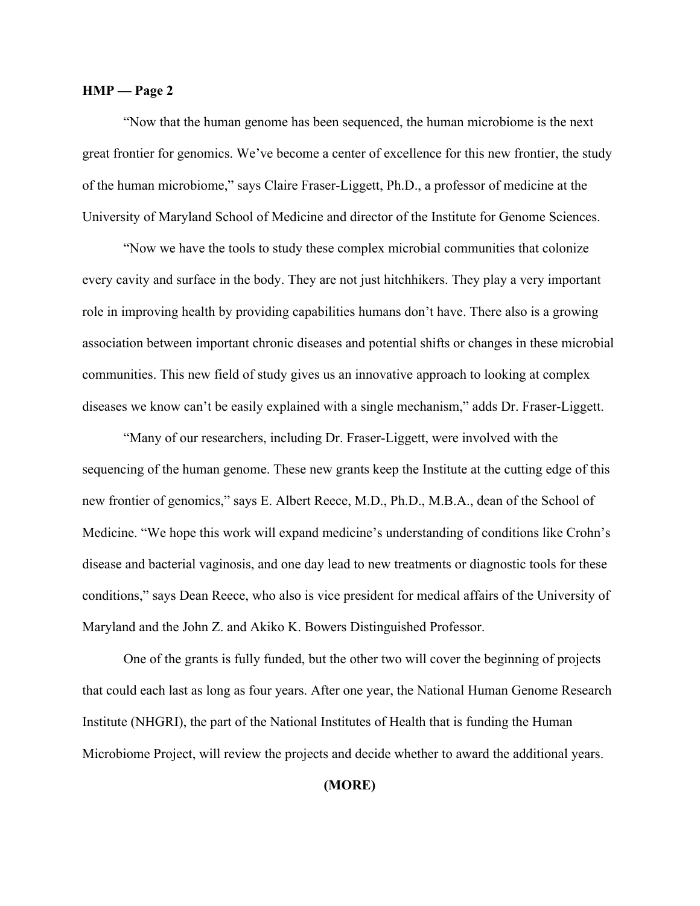"Now that the human genome has been sequenced, the human microbiome is the next great frontier for genomics. We've become a center of excellence for this new frontier, the study of the human microbiome," says Claire Fraser-Liggett, Ph.D., a professor of medicine at the University of Maryland School of Medicine and director of the Institute for Genome Sciences.

"Now we have the tools to study these complex microbial communities that colonize every cavity and surface in the body. They are not just hitchhikers. They play a very important role in improving health by providing capabilities humans don't have. There also is a growing association between important chronic diseases and potential shifts or changes in these microbial communities. This new field of study gives us an innovative approach to looking at complex diseases we know can't be easily explained with a single mechanism," adds Dr. Fraser-Liggett.

"Many of our researchers, including Dr. Fraser-Liggett, were involved with the sequencing of the human genome. These new grants keep the Institute at the cutting edge of this new frontier of genomics," says E. Albert Reece, M.D., Ph.D., M.B.A., dean of the School of Medicine. "We hope this work will expand medicine's understanding of conditions like Crohn's disease and bacterial vaginosis, and one day lead to new treatments or diagnostic tools for these conditions," says Dean Reece, who also is vice president for medical affairs of the University of Maryland and the John Z. and Akiko K. Bowers Distinguished Professor.

One of the grants is fully funded, but the other two will cover the beginning of projects that could each last as long as four years. After one year, the National Human Genome Research Institute (NHGRI), the part of the National Institutes of Health that is funding the Human Microbiome Project, will review the projects and decide whether to award the additional years.

**(MORE)**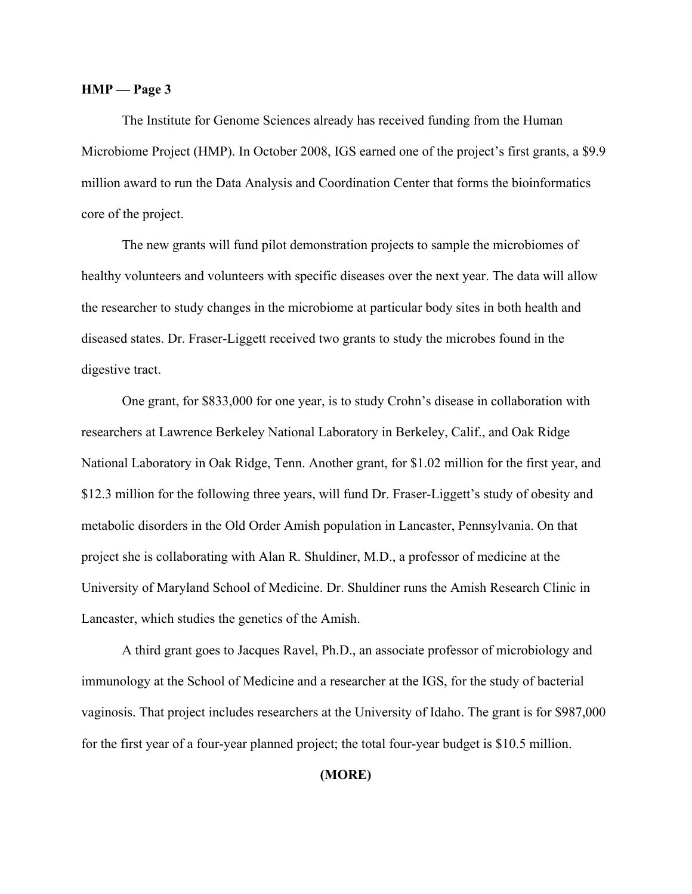The Institute for Genome Sciences already has received funding from the Human Microbiome Project (HMP). In October 2008, IGS earned one of the project's first grants, a $9.9 million award to run the Data Analysis and Coordination Center that forms the bioinformatics core of the project.

The new grants will fund pilot demonstration projects to sample the microbiomes of healthy volunteers and volunteers with specific diseases over the next year. The data will allow the researcher to study changes in the microbiome at particular body sites in both health and diseased states. Dr. Fraser-Liggett received two grants to study the microbes found in the digestive tract.

One grant, for $833,000 for one year, is to study Crohn's disease in collaboration with researchers at Lawrence Berkeley National Laboratory in Berkeley, Calif., and Oak Ridge National Laboratory in Oak Ridge, Tenn. Another grant, for $1.02 million for the first year, and $12.3 million for the following three years, will fund Dr. Fraser-Liggett's study of obesity and metabolic disorders in the Old Order Amish population in Lancaster, Pennsylvania. On that project she is collaborating with Alan R. Shuldiner, M.D., a professor of medicine at the University of Maryland School of Medicine. Dr. Shuldiner runs the Amish Research Clinic in Lancaster, which studies the genetics of the Amish.

A third grant goes to Jacques Ravel, Ph.D., an associate professor of microbiology and immunology at the School of Medicine and a researcher at the IGS, for the study of bacterial vaginosis. That project includes researchers at the University of Idaho. The grant is for $987,000 for the first year of a four-year planned project; the total four-year budget is $10.5 million.

**(MORE)**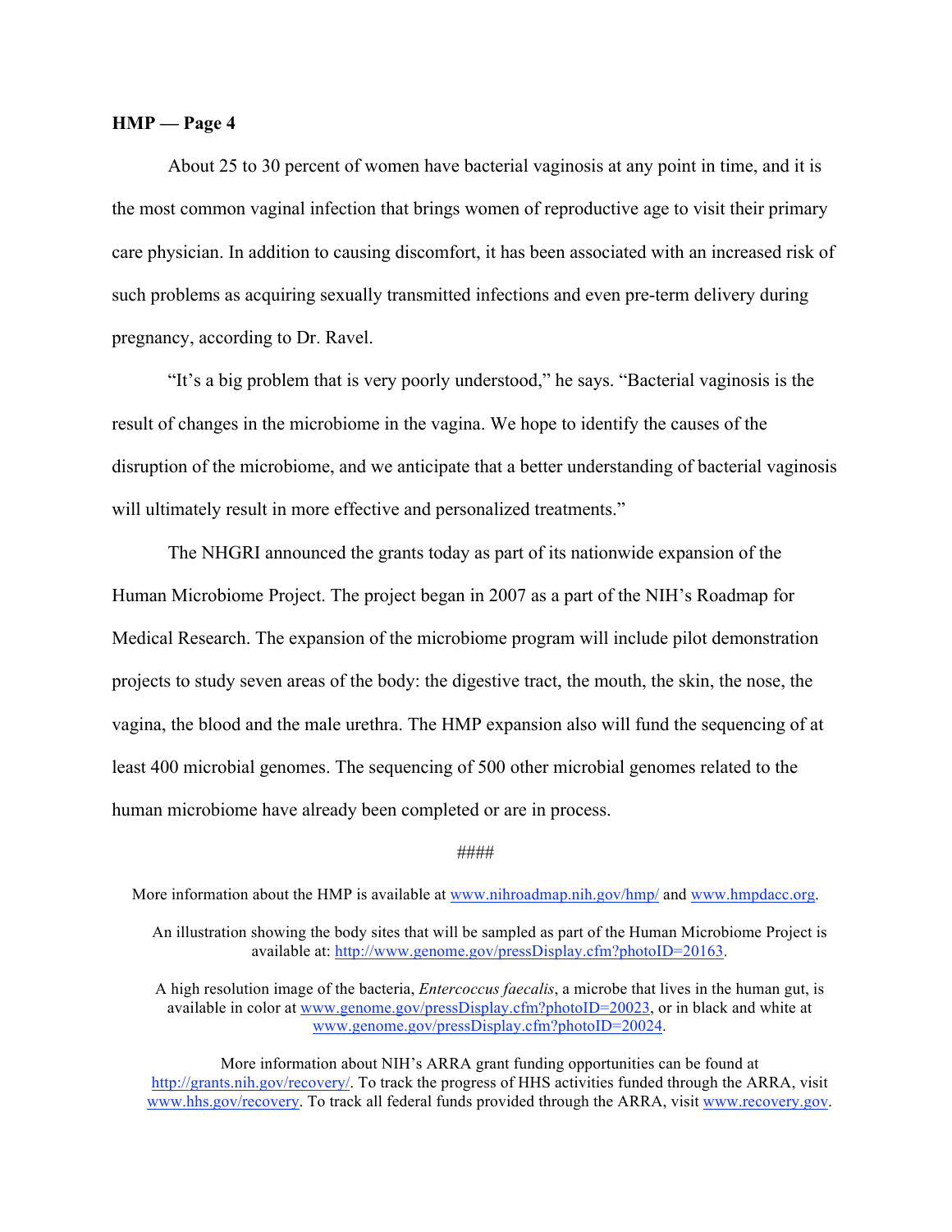About 25 to 30 percent of women have bacterial vaginosis at any point in time, and it is the most common vaginal infection that brings women of reproductive age to visit their primary care physician. In addition to causing discomfort, it has been associated with an increased risk of such problems as acquiring sexually transmitted infections and even pre-term delivery during pregnancy, according to Dr. Ravel.

"It's a big problem that is very poorly understood," he says. "Bacterial vaginosis is the result of changes in the microbiome in the vagina. We hope to identify the causes of the disruption of the microbiome, and we anticipate that a better understanding of bacterial vaginosis will ultimately result in more effective and personalized treatments."

The NHGRI announced the grants today as part of its nationwide expansion of the Human Microbiome Project. The project began in 2007 as a part of the NIH's Roadmap for Medical Research. The expansion of the microbiome program will include pilot demonstration projects to study seven areas of the body: the digestive tract, the mouth, the skin, the nose, the vagina, the blood and the male urethra. The HMP expansion also will fund the sequencing of at least 400 microbial genomes. The sequencing of 500 other microbial genomes related to the human microbiome have already been completed or are in process.

####

More information about the HMP is available at www.nihroadmap.nih.gov/hmp/ and www.hmpdacc.org.

An illustration showing the body sites that will be sampled as part of the Human Microbiome Project is available at: http://www.genome.gov/pressDisplay.cfm?photoID=20163.

A high resolution image of the bacteria, *Entercoccus faecalis*, a microbe that lives in the human gut, is available in color at www.genome.gov/pressDisplay.cfm?photoID=20023, or in black and white at www.genome.gov/pressDisplay.cfm?photoID=20024.

More information about NIH's ARRA grant funding opportunities can be found at http://grants.nih.gov/recovery/. To track the progress of HHS activities funded through the ARRA, visit www.hhs.gov/recovery. To track all federal funds provided through the ARRA, visit www.recovery.gov.